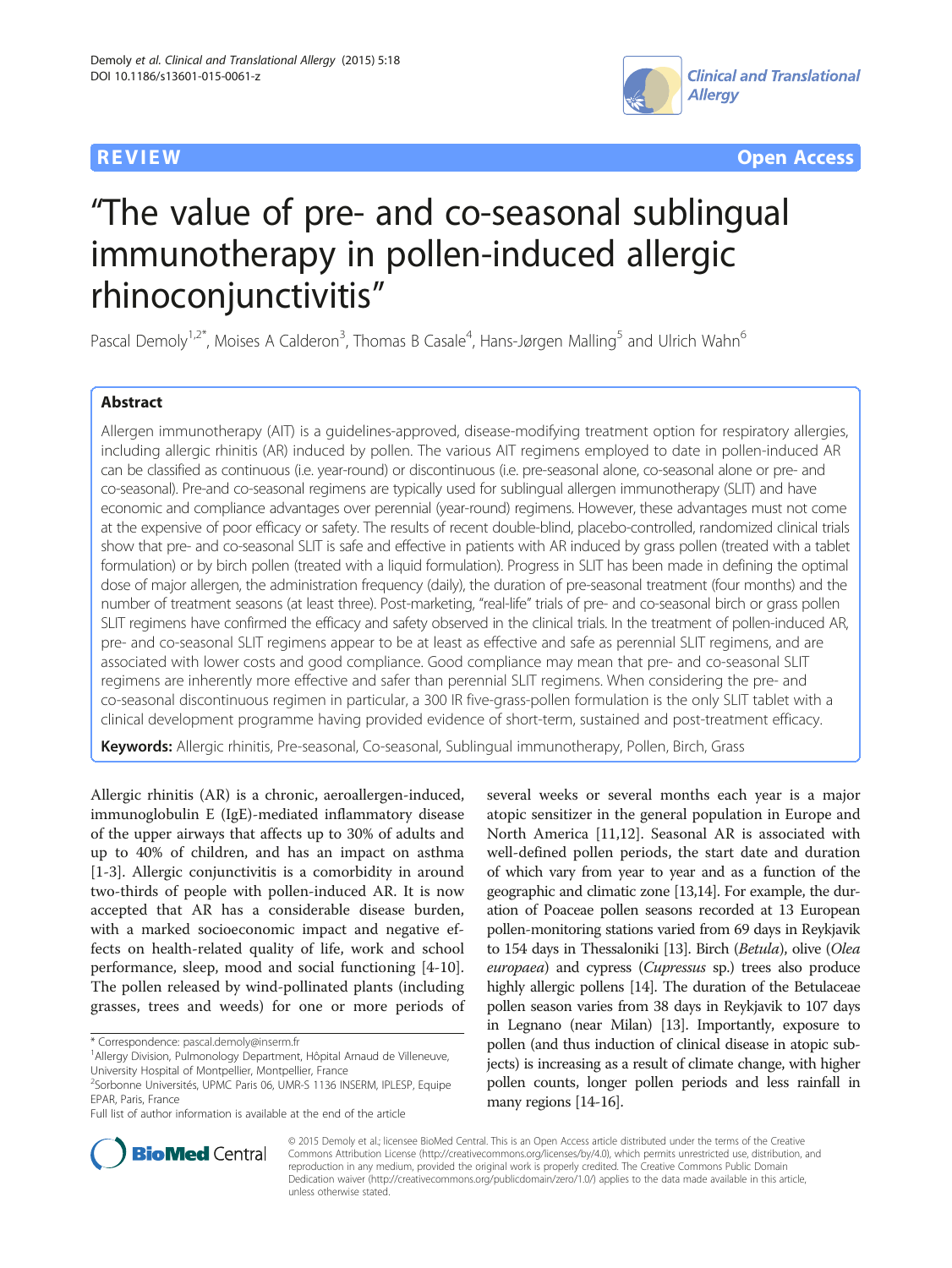**REVIEW** **Open Access**

# "The value of pre- and co-seasonal sublingual immunotherapy in pollen-induced allergic rhinoconjunctivitis"

Pascal Demoly[1,2*], Moises A Calderon[3], Thomas B Casale[4], Hans-Jørgen Malling[5] and Ulrich Wahn[6]

## Abstract

Allergen immunotherapy (AIT) is a guidelines-approved, disease-modifying treatment option for respiratory allergies, including allergic rhinitis (AR) induced by pollen. The various AIT regimens employed to date in pollen-induced AR can be classified as continuous (i.e. year-round) or discontinuous (i.e. pre-seasonal alone, co-seasonal alone or pre- and co-seasonal). Pre-and co-seasonal regimens are typically used for sublingual allergen immunotherapy (SLIT) and have economic and compliance advantages over perennial (year-round) regimens. However, these advantages must not come at the expensive of poor efficacy or safety. The results of recent double-blind, placebo-controlled, randomized clinical trials show that pre- and co-seasonal SLIT is safe and effective in patients with AR induced by grass pollen (treated with a tablet formulation) or by birch pollen (treated with a liquid formulation). Progress in SLIT has been made in defining the optimal dose of major allergen, the administration frequency (daily), the duration of pre-seasonal treatment (four months) and the number of treatment seasons (at least three). Post-marketing, "real-life" trials of pre- and co-seasonal birch or grass pollen SLIT regimens have confirmed the efficacy and safety observed in the clinical trials. In the treatment of pollen-induced AR, pre- and co-seasonal SLIT regimens appear to be at least as effective and safe as perennial SLIT regimens, and are associated with lower costs and good compliance. Good compliance may mean that pre- and co-seasonal SLIT regimens are inherently more effective and safer than perennial SLIT regimens. When considering the pre- and co-seasonal discontinuous regimen in particular, a 300 IR five-grass-pollen formulation is the only SLIT tablet with a clinical development programme having provided evidence of short-term, sustained and post-treatment efficacy.

**Keywords:** Allergic rhinitis, Pre-seasonal, Co-seasonal, Sublingual immunotherapy, Pollen, Birch, Grass

Allergic rhinitis (AR) is a chronic, aeroallergen-induced, immunoglobulin E (IgE)-mediated inflammatory disease of the upper airways that affects up to 30% of adults and up to 40% of children, and has an impact on asthma [1-3]. Allergic conjunctivitis is a comorbidity in around two-thirds of people with pollen-induced AR. It is now accepted that AR has a considerable disease burden, with a marked socioeconomic impact and negative effects on health-related quality of life, work and school performance, sleep, mood and social functioning [4-10]. The pollen released by wind-pollinated plants (including grasses, trees and weeds) for one or more periods of several weeks or several months each year is a major atopic sensitizer in the general population in Europe and North America [11,12]. Seasonal AR is associated with well-defined pollen periods, the start date and duration of which vary from year to year and as a function of the geographic and climatic zone [13,14]. For example, the duration of Poaceae pollen seasons recorded at 13 European pollen-monitoring stations varied from 69 days in Reykjavik to 154 days in Thessaloniki [13]. Birch (*Betula*), olive (*Olea europaea*) and cypress (*Cupressus* sp.) trees also produce highly allergic pollens [14]. The duration of the Betulaceae pollen season varies from 38 days in Reykjavik to 107 days in Legnano (near Milan) [13]. Importantly, exposure to pollen (and thus induction of clinical disease in atopic subjects) is increasing as a result of climate change, with higher pollen counts, longer pollen periods and less rainfall in many regions [14-16].

\* Correspondence: pascal.demoly@inserm.fr
[1]Allergy Division, Pulmonology Department, Hôpital Arnaud de Villeneuve, University Hospital of Montpellier, Montpellier, France
[2]Sorbonne Universités, UPMC Paris 06, UMR-S 1136 INSERM, IPLESP, Equipe EPAR, Paris, France
Full list of author information is available at the end of the article

© 2015 Demoly et al.; licensee BioMed Central. This is an Open Access article distributed under the terms of the Creative Commons Attribution License (http://creativecommons.org/licenses/by/4.0), which permits unrestricted use, distribution, and reproduction in any medium, provided the original work is properly credited. The Creative Commons Public Domain Dedication waiver (http://creativecommons.org/publicdomain/zero/1.0/) applies to the data made available in this article, unless otherwise stated.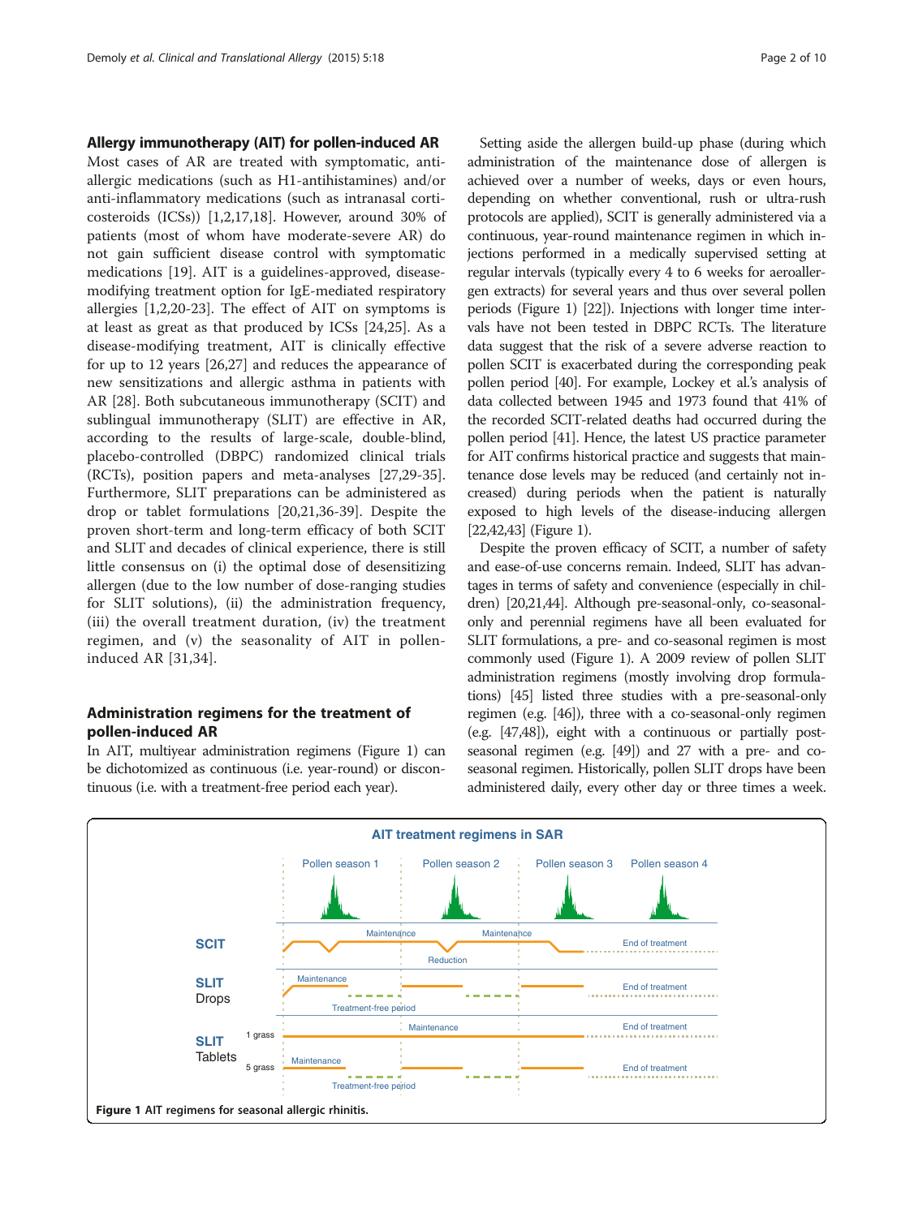## Allergy immunotherapy (AIT) for pollen-induced AR

Most cases of AR are treated with symptomatic, anti-allergic medications (such as H1-antihistamines) and/or anti-inflammatory medications (such as intranasal corticosteroids (ICSs)) [1,2,17,18]. However, around 30% of patients (most of whom have moderate-severe AR) do not gain sufficient disease control with symptomatic medications [19]. AIT is a guidelines-approved, disease-modifying treatment option for IgE-mediated respiratory allergies [1,2,20-23]. The effect of AIT on symptoms is at least as great as that produced by ICSs [24,25]. As a disease-modifying treatment, AIT is clinically effective for up to 12 years [26,27] and reduces the appearance of new sensitizations and allergic asthma in patients with AR [28]. Both subcutaneous immunotherapy (SCIT) and sublingual immunotherapy (SLIT) are effective in AR, according to the results of large-scale, double-blind, placebo-controlled (DBPC) randomized clinical trials (RCTs), position papers and meta-analyses [27,29-35]. Furthermore, SLIT preparations can be administered as drop or tablet formulations [20,21,36-39]. Despite the proven short-term and long-term efficacy of both SCIT and SLIT and decades of clinical experience, there is still little consensus on (i) the optimal dose of desensitizing allergen (due to the low number of dose-ranging studies for SLIT solutions), (ii) the administration frequency, (iii) the overall treatment duration, (iv) the treatment regimen, and (v) the seasonality of AIT in pollen-induced AR [31,34].

## Administration regimens for the treatment of pollen-induced AR

In AIT, multiyear administration regimens (Figure 1) can be dichotomized as continuous (i.e. year-round) or discontinuous (i.e. with a treatment-free period each year).

Setting aside the allergen build-up phase (during which administration of the maintenance dose of allergen is achieved over a number of weeks, days or even hours, depending on whether conventional, rush or ultra-rush protocols are applied), SCIT is generally administered via a continuous, year-round maintenance regimen in which injections performed in a medically supervised setting at regular intervals (typically every 4 to 6 weeks for aeroallergen extracts) for several years and thus over several pollen periods (Figure 1) [22]). Injections with longer time intervals have not been tested in DBPC RCTs. The literature data suggest that the risk of a severe adverse reaction to pollen SCIT is exacerbated during the corresponding peak pollen period [40]. For example, Lockey et al.'s analysis of data collected between 1945 and 1973 found that 41% of the recorded SCIT-related deaths had occurred during the pollen period [41]. Hence, the latest US practice parameter for AIT confirms historical practice and suggests that maintenance dose levels may be reduced (and certainly not increased) during periods when the patient is naturally exposed to high levels of the disease-inducing allergen [22,42,43] (Figure 1).

Despite the proven efficacy of SCIT, a number of safety and ease-of-use concerns remain. Indeed, SLIT has advantages in terms of safety and convenience (especially in children) [20,21,44]. Although pre-seasonal-only, co-seasonal-only and perennial regimens have all been evaluated for SLIT formulations, a pre- and co-seasonal regimen is most commonly used (Figure 1). A 2009 review of pollen SLIT administration regimens (mostly involving drop formulations) [45] listed three studies with a pre-seasonal-only regimen (e.g. [46]), three with a co-seasonal-only regimen (e.g. [47,48]), eight with a continuous or partially post-seasonal regimen (e.g. [49]) and 27 with a pre- and co-seasonal regimen. Historically, pollen SLIT drops have been administered daily, every other day or three times a week.

Figure 1 AIT regimens for seasonal allergic rhinitis.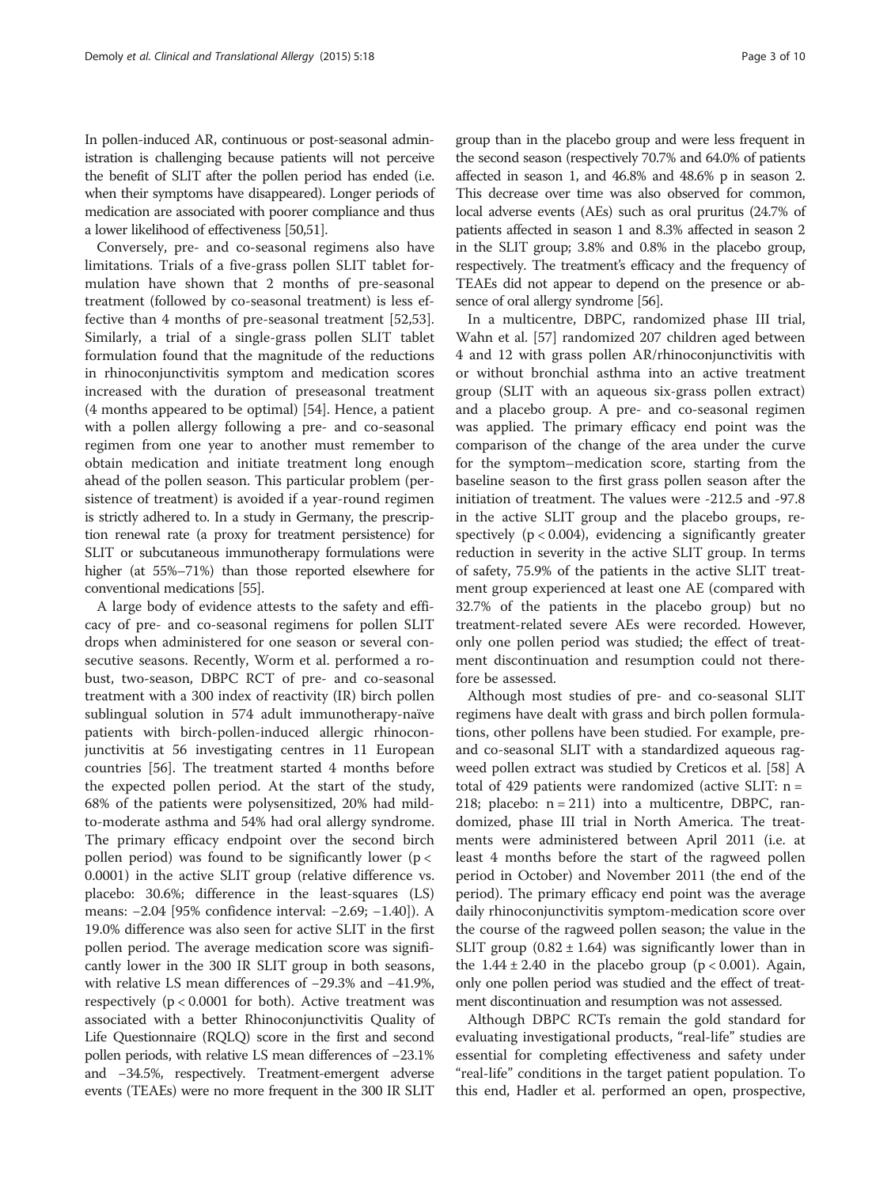In pollen-induced AR, continuous or post-seasonal administration is challenging because patients will not perceive the benefit of SLIT after the pollen period has ended (i.e. when their symptoms have disappeared). Longer periods of medication are associated with poorer compliance and thus a lower likelihood of effectiveness [50,51].

Conversely, pre- and co-seasonal regimens also have limitations. Trials of a five-grass pollen SLIT tablet formulation have shown that 2 months of pre-seasonal treatment (followed by co-seasonal treatment) is less effective than 4 months of pre-seasonal treatment [52,53]. Similarly, a trial of a single-grass pollen SLIT tablet formulation found that the magnitude of the reductions in rhinoconjunctivitis symptom and medication scores increased with the duration of preseasonal treatment (4 months appeared to be optimal) [54]. Hence, a patient with a pollen allergy following a pre- and co-seasonal regimen from one year to another must remember to obtain medication and initiate treatment long enough ahead of the pollen season. This particular problem (persistence of treatment) is avoided if a year-round regimen is strictly adhered to. In a study in Germany, the prescription renewal rate (a proxy for treatment persistence) for SLIT or subcutaneous immunotherapy formulations were higher (at 55%–71%) than those reported elsewhere for conventional medications [55].

A large body of evidence attests to the safety and efficacy of pre- and co-seasonal regimens for pollen SLIT drops when administered for one season or several consecutive seasons. Recently, Worm et al. performed a robust, two-season, DBPC RCT of pre- and co-seasonal treatment with a 300 index of reactivity (IR) birch pollen sublingual solution in 574 adult immunotherapy-naïve patients with birch-pollen-induced allergic rhinoconjunctivitis at 56 investigating centres in 11 European countries [56]. The treatment started 4 months before the expected pollen period. At the start of the study, 68% of the patients were polysensitized, 20% had mild-to-moderate asthma and 54% had oral allergy syndrome. The primary efficacy endpoint over the second birch pollen period) was found to be significantly lower ($p < 0.0001$) in the active SLIT group (relative difference vs. placebo: 30.6%; difference in the least-squares (LS) means: −2.04 [95% confidence interval: −2.69; −1.40]). A 19.0% difference was also seen for active SLIT in the first pollen period. The average medication score was significantly lower in the 300 IR SLIT group in both seasons, with relative LS mean differences of −29.3% and −41.9%, respectively ($p < 0.0001$ for both). Active treatment was associated with a better Rhinoconjunctivitis Quality of Life Questionnaire (RQLQ) score in the first and second pollen periods, with relative LS mean differences of −23.1% and −34.5%, respectively. Treatment-emergent adverse events (TEAEs) were no more frequent in the 300 IR SLIT group than in the placebo group and were less frequent in the second season (respectively 70.7% and 64.0% of patients affected in season 1, and 46.8% and 48.6% p in season 2. This decrease over time was also observed for common, local adverse events (AEs) such as oral pruritus (24.7% of patients affected in season 1 and 8.3% affected in season 2 in the SLIT group; 3.8% and 0.8% in the placebo group, respectively. The treatment's efficacy and the frequency of TEAEs did not appear to depend on the presence or absence of oral allergy syndrome [56].

In a multicentre, DBPC, randomized phase III trial, Wahn et al. [57] randomized 207 children aged between 4 and 12 with grass pollen AR/rhinoconjunctivitis with or without bronchial asthma into an active treatment group (SLIT with an aqueous six-grass pollen extract) and a placebo group. A pre- and co-seasonal regimen was applied. The primary efficacy end point was the comparison of the change of the area under the curve for the symptom–medication score, starting from the baseline season to the first grass pollen season after the initiation of treatment. The values were -212.5 and -97.8 in the active SLIT group and the placebo groups, respectively ($p < 0.004$), evidencing a significantly greater reduction in severity in the active SLIT group. In terms of safety, 75.9% of the patients in the active SLIT treatment group experienced at least one AE (compared with 32.7% of the patients in the placebo group) but no treatment-related severe AEs were recorded. However, only one pollen period was studied; the effect of treatment discontinuation and resumption could not therefore be assessed.

Although most studies of pre- and co-seasonal SLIT regimens have dealt with grass and birch pollen formulations, other pollens have been studied. For example, pre- and co-seasonal SLIT with a standardized aqueous ragweed pollen extract was studied by Creticos et al. [58] A total of 429 patients were randomized (active SLIT: n = 218; placebo: n = 211) into a multicentre, DBPC, randomized, phase III trial in North America. The treatments were administered between April 2011 (i.e. at least 4 months before the start of the ragweed pollen period in October) and November 2011 (the end of the period). The primary efficacy end point was the average daily rhinoconjunctivitis symptom-medication score over the course of the ragweed pollen season; the value in the SLIT group ($0.82 \pm 1.64$) was significantly lower than in the $1.44 \pm 2.40$ in the placebo group ($p < 0.001$). Again, only one pollen period was studied and the effect of treatment discontinuation and resumption was not assessed.

Although DBPC RCTs remain the gold standard for evaluating investigational products, "real-life" studies are essential for completing effectiveness and safety under "real-life" conditions in the target patient population. To this end, Hadler et al. performed an open, prospective,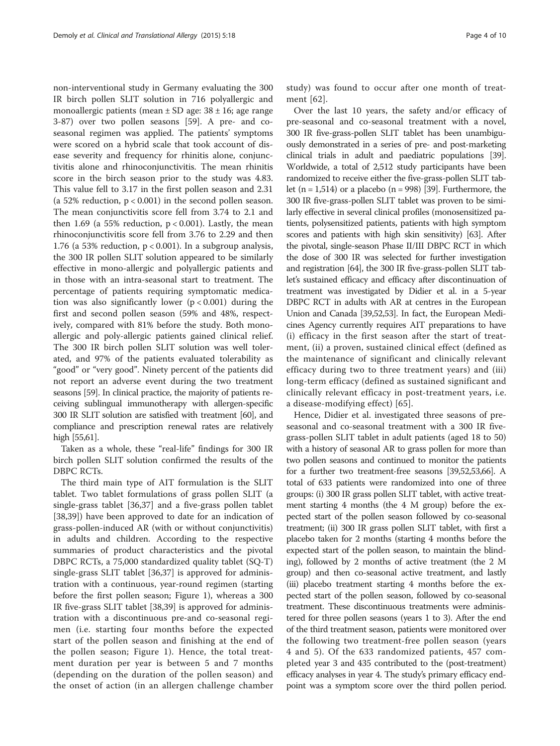non-interventional study in Germany evaluating the 300 IR birch pollen SLIT solution in 716 polyallergic and monoallergic patients (mean ± SD age: 38 ± 16; age range 3-87) over two pollen seasons [59]. A pre- and co-seasonal regimen was applied. The patients' symptoms were scored on a hybrid scale that took account of disease severity and frequency for rhinitis alone, conjunctivitis alone and rhinoconjunctivitis. The mean rhinitis score in the birch season prior to the study was 4.83. This value fell to 3.17 in the first pollen season and 2.31 (a 52% reduction, $p < 0.001$) in the second pollen season. The mean conjunctivitis score fell from 3.74 to 2.1 and then 1.69 (a 55% reduction, $p < 0.001$). Lastly, the mean rhinoconjunctivitis score fell from 3.76 to 2.29 and then 1.76 (a 53% reduction, $p < 0.001$). In a subgroup analysis, the 300 IR pollen SLIT solution appeared to be similarly effective in mono-allergic and polyallergic patients and in those with an intra-seasonal start to treatment. The percentage of patients requiring symptomatic medication was also significantly lower ($p < 0.001$) during the first and second pollen season (59% and 48%, respectively, compared with 81% before the study. Both mono-allergic and poly-allergic patients gained clinical relief. The 300 IR birch pollen SLIT solution was well tolerated, and 97% of the patients evaluated tolerability as "good" or "very good". Ninety percent of the patients did not report an adverse event during the two treatment seasons [59]. In clinical practice, the majority of patients receiving sublingual immunotherapy with allergen-specific 300 IR SLIT solution are satisfied with treatment [60], and compliance and prescription renewal rates are relatively high [55,61].

Taken as a whole, these "real-life" findings for 300 IR birch pollen SLIT solution confirmed the results of the DBPC RCTs.

The third main type of AIT formulation is the SLIT tablet. Two tablet formulations of grass pollen SLIT (a single-grass tablet [36,37] and a five-grass pollen tablet [38,39]) have been approved to date for an indication of grass-pollen-induced AR (with or without conjunctivitis) in adults and children. According to the respective summaries of product characteristics and the pivotal DBPC RCTs, a 75,000 standardized quality tablet (SQ-T) single-grass SLIT tablet [36,37] is approved for administration with a continuous, year-round regimen (starting before the first pollen season; Figure 1), whereas a 300 IR five-grass SLIT tablet [38,39] is approved for administration with a discontinuous pre-and co-seasonal regimen (i.e. starting four months before the expected start of the pollen season and finishing at the end of the pollen season; Figure 1). Hence, the total treatment duration per year is between 5 and 7 months (depending on the duration of the pollen season) and the onset of action (in an allergen challenge chamber study) was found to occur after one month of treatment [62].

Over the last 10 years, the safety and/or efficacy of pre-seasonal and co-seasonal treatment with a novel, 300 IR five-grass-pollen SLIT tablet has been unambiguously demonstrated in a series of pre- and post-marketing clinical trials in adult and paediatric populations [39]. Worldwide, a total of 2,512 study participants have been randomized to receive either the five-grass-pollen SLIT tablet (n = 1,514) or a placebo (n = 998) [39]. Furthermore, the 300 IR five-grass-pollen SLIT tablet was proven to be similarly effective in several clinical profiles (monosensitized patients, polysensitized patients, patients with high symptom scores and patients with high skin sensitivity) [63]. After the pivotal, single-season Phase II/III DBPC RCT in which the dose of 300 IR was selected for further investigation and registration [64], the 300 IR five-grass-pollen SLIT tablet's sustained efficacy and efficacy after discontinuation of treatment was investigated by Didier et al. in a 5-year DBPC RCT in adults with AR at centres in the European Union and Canada [39,52,53]. In fact, the European Medicines Agency currently requires AIT preparations to have (i) efficacy in the first season after the start of treatment, (ii) a proven, sustained clinical effect (defined as the maintenance of significant and clinically relevant efficacy during two to three treatment years) and (iii) long-term efficacy (defined as sustained significant and clinically relevant efficacy in post-treatment years, i.e. a disease-modifying effect) [65].

Hence, Didier et al. investigated three seasons of pre-seasonal and co-seasonal treatment with a 300 IR five-grass-pollen SLIT tablet in adult patients (aged 18 to 50) with a history of seasonal AR to grass pollen for more than two pollen seasons and continued to monitor the patients for a further two treatment-free seasons [39,52,53,66]. A total of 633 patients were randomized into one of three groups: (i) 300 IR grass pollen SLIT tablet, with active treatment starting 4 months (the 4 M group) before the expected start of the pollen season followed by co-seasonal treatment; (ii) 300 IR grass pollen SLIT tablet, with first a placebo taken for 2 months (starting 4 months before the expected start of the pollen season, to maintain the blinding), followed by 2 months of active treatment (the 2 M group) and then co-seasonal active treatment, and lastly (iii) placebo treatment starting 4 months before the expected start of the pollen season, followed by co-seasonal treatment. These discontinuous treatments were administered for three pollen seasons (years 1 to 3). After the end of the third treatment season, patients were monitored over the following two treatment-free pollen season (years 4 and 5). Of the 633 randomized patients, 457 completed year 3 and 435 contributed to the (post-treatment) efficacy analyses in year 4. The study's primary efficacy endpoint was a symptom score over the third pollen period.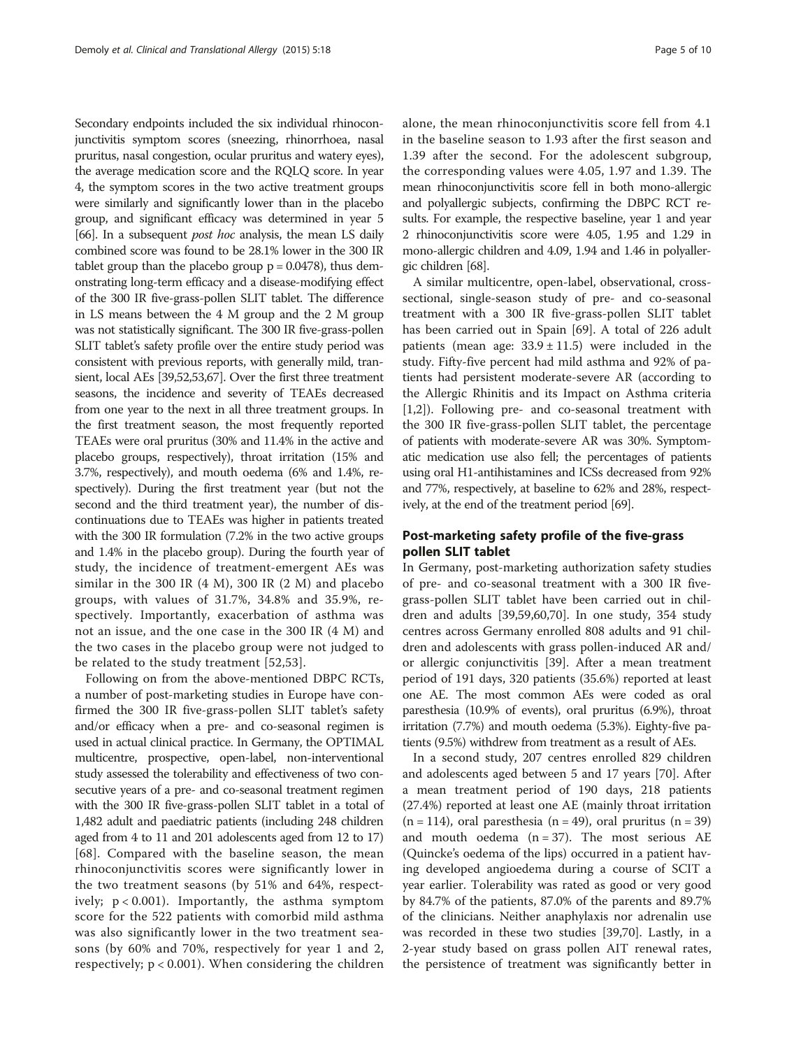Secondary endpoints included the six individual rhinoconjunctivitis symptom scores (sneezing, rhinorrhoea, nasal pruritus, nasal congestion, ocular pruritus and watery eyes), the average medication score and the RQLQ score. In year 4, the symptom scores in the two active treatment groups were similarly and significantly lower than in the placebo group, and significant efficacy was determined in year 5 [66]. In a subsequent *post hoc* analysis, the mean LS daily combined score was found to be 28.1% lower in the 300 IR tablet group than the placebo group $p = 0.0478$), thus demonstrating long-term efficacy and a disease-modifying effect of the 300 IR five-grass-pollen SLIT tablet. The difference in LS means between the 4 M group and the 2 M group was not statistically significant. The 300 IR five-grass-pollen SLIT tablet's safety profile over the entire study period was consistent with previous reports, with generally mild, transient, local AEs [39,52,53,67]. Over the first three treatment seasons, the incidence and severity of TEAEs decreased from one year to the next in all three treatment groups. In the first treatment season, the most frequently reported TEAEs were oral pruritus (30% and 11.4% in the active and placebo groups, respectively), throat irritation (15% and 3.7%, respectively), and mouth oedema (6% and 1.4%, respectively). During the first treatment year (but not the second and the third treatment year), the number of discontinuations due to TEAEs was higher in patients treated with the 300 IR formulation (7.2% in the two active groups and 1.4% in the placebo group). During the fourth year of study, the incidence of treatment-emergent AEs was similar in the 300 IR (4 M), 300 IR (2 M) and placebo groups, with values of 31.7%, 34.8% and 35.9%, respectively. Importantly, exacerbation of asthma was not an issue, and the one case in the 300 IR (4 M) and the two cases in the placebo group were not judged to be related to the study treatment [52,53].

Following on from the above-mentioned DBPC RCTs, a number of post-marketing studies in Europe have confirmed the 300 IR five-grass-pollen SLIT tablet's safety and/or efficacy when a pre- and co-seasonal regimen is used in actual clinical practice. In Germany, the OPTIMAL multicentre, prospective, open-label, non-interventional study assessed the tolerability and effectiveness of two consecutive years of a pre- and co-seasonal treatment regimen with the 300 IR five-grass-pollen SLIT tablet in a total of 1,482 adult and paediatric patients (including 248 children aged from 4 to 11 and 201 adolescents aged from 12 to 17) [68]. Compared with the baseline season, the mean rhinoconjunctivitis scores were significantly lower in the two treatment seasons (by 51% and 64%, respectively; $p < 0.001$). Importantly, the asthma symptom score for the 522 patients with comorbid mild asthma was also significantly lower in the two treatment seasons (by 60% and 70%, respectively for year 1 and 2, respectively; $p < 0.001$). When considering the children alone, the mean rhinoconjunctivitis score fell from 4.1 in the baseline season to 1.93 after the first season and 1.39 after the second. For the adolescent subgroup, the corresponding values were 4.05, 1.97 and 1.39. The mean rhinoconjunctivitis score fell in both mono-allergic and polyallergic subjects, confirming the DBPC RCT results. For example, the respective baseline, year 1 and year 2 rhinoconjunctivitis score were 4.05, 1.95 and 1.29 in mono-allergic children and 4.09, 1.94 and 1.46 in polyallergic children [68].

A similar multicentre, open-label, observational, cross-sectional, single-season study of pre- and co-seasonal treatment with a 300 IR five-grass-pollen SLIT tablet has been carried out in Spain [69]. A total of 226 adult patients (mean age: $33.9 \pm 11.5$) were included in the study. Fifty-five percent had mild asthma and 92% of patients had persistent moderate-severe AR (according to the Allergic Rhinitis and its Impact on Asthma criteria [1,2]). Following pre- and co-seasonal treatment with the 300 IR five-grass-pollen SLIT tablet, the percentage of patients with moderate-severe AR was 30%. Symptomatic medication use also fell; the percentages of patients using oral H1-antihistamines and ICSs decreased from 92% and 77%, respectively, at baseline to 62% and 28%, respectively, at the end of the treatment period [69].

## Post-marketing safety profile of the five-grass pollen SLIT tablet

In Germany, post-marketing authorization safety studies of pre- and co-seasonal treatment with a 300 IR five-grass-pollen SLIT tablet have been carried out in children and adults [39,59,60,70]. In one study, 354 study centres across Germany enrolled 808 adults and 91 children and adolescents with grass pollen-induced AR and/or allergic conjunctivitis [39]. After a mean treatment period of 191 days, 320 patients (35.6%) reported at least one AE. The most common AEs were coded as oral paresthesia (10.9% of events), oral pruritus (6.9%), throat irritation (7.7%) and mouth oedema (5.3%). Eighty-five patients (9.5%) withdrew from treatment as a result of AEs.

In a second study, 207 centres enrolled 829 children and adolescents aged between 5 and 17 years [70]. After a mean treatment period of 190 days, 218 patients (27.4%) reported at least one AE (mainly throat irritation ($n = 114$), oral paresthesia ($n = 49$), oral pruritus ($n = 39$) and mouth oedema ($n = 37$). The most serious AE (Quincke's oedema of the lips) occurred in a patient having developed angioedema during a course of SCIT a year earlier. Tolerability was rated as good or very good by 84.7% of the patients, 87.0% of the parents and 89.7% of the clinicians. Neither anaphylaxis nor adrenalin use was recorded in these two studies [39,70]. Lastly, in a 2-year study based on grass pollen AIT renewal rates, the persistence of treatment was significantly better in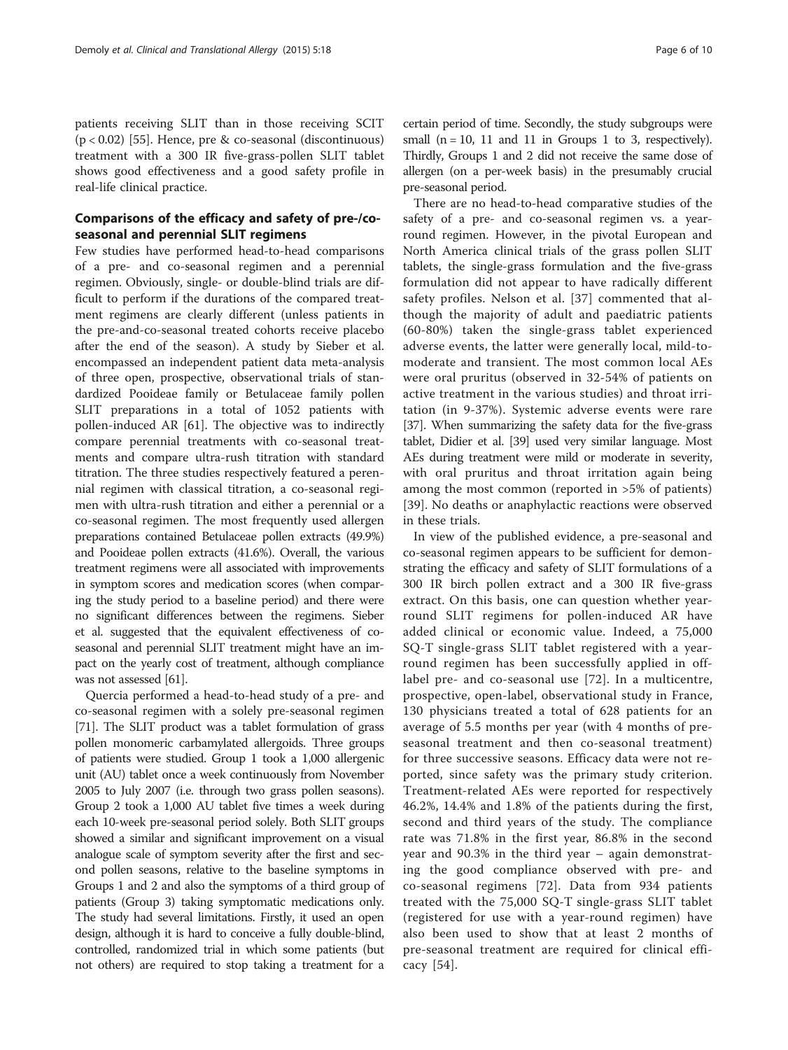patients receiving SLIT than in those receiving SCIT ($p < 0.02$) [55]. Hence, pre & co-seasonal (discontinuous) treatment with a 300 IR five-grass-pollen SLIT tablet shows good effectiveness and a good safety profile in real-life clinical practice.

## Comparisons of the efficacy and safety of pre-/co-seasonal and perennial SLIT regimens

Few studies have performed head-to-head comparisons of a pre- and co-seasonal regimen and a perennial regimen. Obviously, single- or double-blind trials are difficult to perform if the durations of the compared treatment regimens are clearly different (unless patients in the pre-and-co-seasonal treated cohorts receive placebo after the end of the season). A study by Sieber et al. encompassed an independent patient data meta-analysis of three open, prospective, observational trials of standardized Pooideae family or Betulaceae family pollen SLIT preparations in a total of 1052 patients with pollen-induced AR [61]. The objective was to indirectly compare perennial treatments with co-seasonal treatments and compare ultra-rush titration with standard titration. The three studies respectively featured a perennial regimen with classical titration, a co-seasonal regimen with ultra-rush titration and either a perennial or a co-seasonal regimen. The most frequently used allergen preparations contained Betulaceae pollen extracts (49.9%) and Pooideae pollen extracts (41.6%). Overall, the various treatment regimens were all associated with improvements in symptom scores and medication scores (when comparing the study period to a baseline period) and there were no significant differences between the regimens. Sieber et al. suggested that the equivalent effectiveness of co-seasonal and perennial SLIT treatment might have an impact on the yearly cost of treatment, although compliance was not assessed [61].

Quercia performed a head-to-head study of a pre- and co-seasonal regimen with a solely pre-seasonal regimen [71]. The SLIT product was a tablet formulation of grass pollen monomeric carbamylated allergoids. Three groups of patients were studied. Group 1 took a 1,000 allergenic unit (AU) tablet once a week continuously from November 2005 to July 2007 (i.e. through two grass pollen seasons). Group 2 took a 1,000 AU tablet five times a week during each 10-week pre-seasonal period solely. Both SLIT groups showed a similar and significant improvement on a visual analogue scale of symptom severity after the first and second pollen seasons, relative to the baseline symptoms in Groups 1 and 2 and also the symptoms of a third group of patients (Group 3) taking symptomatic medications only. The study had several limitations. Firstly, it used an open design, although it is hard to conceive a fully double-blind, controlled, randomized trial in which some patients (but not others) are required to stop taking a treatment for a certain period of time. Secondly, the study subgroups were small ($n = 10$, 11 and 11 in Groups 1 to 3, respectively). Thirdly, Groups 1 and 2 did not receive the same dose of allergen (on a per-week basis) in the presumably crucial pre-seasonal period.

There are no head-to-head comparative studies of the safety of a pre- and co-seasonal regimen vs. a year-round regimen. However, in the pivotal European and North America clinical trials of the grass pollen SLIT tablets, the single-grass formulation and the five-grass formulation did not appear to have radically different safety profiles. Nelson et al. [37] commented that although the majority of adult and paediatric patients (60-80%) taken the single-grass tablet experienced adverse events, the latter were generally local, mild-to-moderate and transient. The most common local AEs were oral pruritus (observed in 32-54% of patients on active treatment in the various studies) and throat irritation (in 9-37%). Systemic adverse events were rare [37]. When summarizing the safety data for the five-grass tablet, Didier et al. [39] used very similar language. Most AEs during treatment were mild or moderate in severity, with oral pruritus and throat irritation again being among the most common (reported in >5% of patients) [39]. No deaths or anaphylactic reactions were observed in these trials.

In view of the published evidence, a pre-seasonal and co-seasonal regimen appears to be sufficient for demonstrating the efficacy and safety of SLIT formulations of a 300 IR birch pollen extract and a 300 IR five-grass extract. On this basis, one can question whether year-round SLIT regimens for pollen-induced AR have added clinical or economic value. Indeed, a 75,000 SQ-T single-grass SLIT tablet registered with a year-round regimen has been successfully applied in off-label pre- and co-seasonal use [72]. In a multicentre, prospective, open-label, observational study in France, 130 physicians treated a total of 628 patients for an average of 5.5 months per year (with 4 months of pre-seasonal treatment and then co-seasonal treatment) for three successive seasons. Efficacy data were not reported, since safety was the primary study criterion. Treatment-related AEs were reported for respectively 46.2%, 14.4% and 1.8% of the patients during the first, second and third years of the study. The compliance rate was 71.8% in the first year, 86.8% in the second year and 90.3% in the third year – again demonstrating the good compliance observed with pre- and co-seasonal regimens [72]. Data from 934 patients treated with the 75,000 SQ-T single-grass SLIT tablet (registered for use with a year-round regimen) have also been used to show that at least 2 months of pre-seasonal treatment are required for clinical efficacy [54].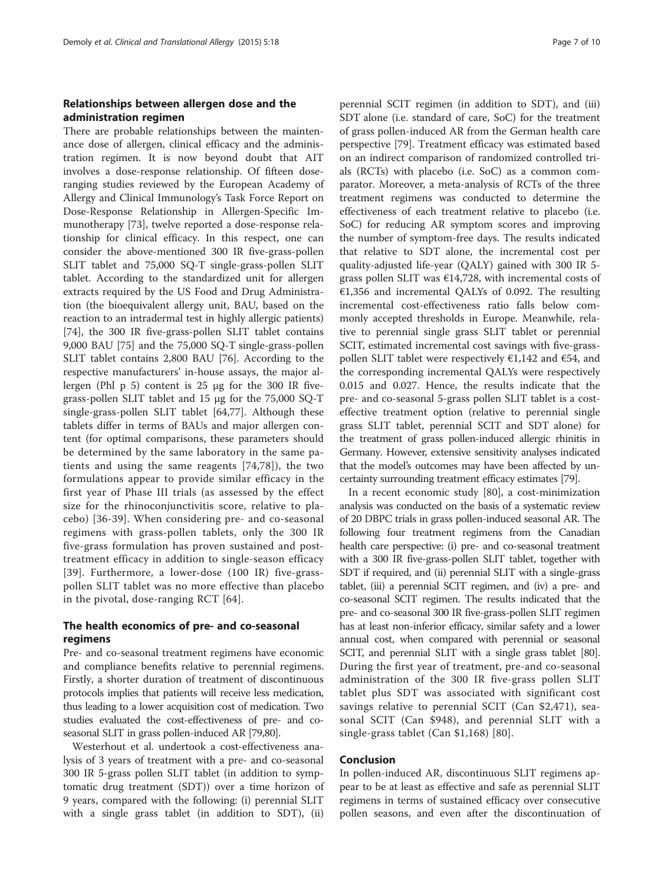## Relationships between allergen dose and the administration regimen

There are probable relationships between the maintenance dose of allergen, clinical efficacy and the administration regimen. It is now beyond doubt that AIT involves a dose-response relationship. Of fifteen dose-ranging studies reviewed by the European Academy of Allergy and Clinical Immunology's Task Force Report on Dose-Response Relationship in Allergen-Specific Immunotherapy [73], twelve reported a dose-response relationship for clinical efficacy. In this respect, one can consider the above-mentioned 300 IR five-grass-pollen SLIT tablet and 75,000 SQ-T single-grass-pollen SLIT tablet. According to the standardized unit for allergen extracts required by the US Food and Drug Administration (the bioequivalent allergy unit, BAU, based on the reaction to an intradermal test in highly allergic patients) [74], the 300 IR five-grass-pollen SLIT tablet contains 9,000 BAU [75] and the 75,000 SQ-T single-grass-pollen SLIT tablet contains 2,800 BAU [76]. According to the respective manufacturers' in-house assays, the major allergen (Phl p 5) content is 25 μg for the 300 IR five-grass-pollen SLIT tablet and 15 μg for the 75,000 SQ-T single-grass-pollen SLIT tablet [64,77]. Although these tablets differ in terms of BAUs and major allergen content (for optimal comparisons, these parameters should be determined by the same laboratory in the same patients and using the same reagents [74,78]), the two formulations appear to provide similar efficacy in the first year of Phase III trials (as assessed by the effect size for the rhinoconjunctivitis score, relative to placebo) [36-39]. When considering pre- and co-seasonal regimens with grass-pollen tablets, only the 300 IR five-grass formulation has proven sustained and post-treatment efficacy in addition to single-season efficacy [39]. Furthermore, a lower-dose (100 IR) five-grass-pollen SLIT tablet was no more effective than placebo in the pivotal, dose-ranging RCT [64].

## The health economics of pre- and co-seasonal regimens

Pre- and co-seasonal treatment regimens have economic and compliance benefits relative to perennial regimens. Firstly, a shorter duration of treatment of discontinuous protocols implies that patients will receive less medication, thus leading to a lower acquisition cost of medication. Two studies evaluated the cost-effectiveness of pre- and co-seasonal SLIT in grass pollen-induced AR [79,80].

Westerhout et al. undertook a cost-effectiveness analysis of 3 years of treatment with a pre- and co-seasonal 300 IR 5-grass pollen SLIT tablet (in addition to symptomatic drug treatment (SDT)) over a time horizon of 9 years, compared with the following: (i) perennial SLIT with a single grass tablet (in addition to SDT), (ii) perennial SCIT regimen (in addition to SDT), and (iii) SDT alone (i.e. standard of care, SoC) for the treatment of grass pollen-induced AR from the German health care perspective [79]. Treatment efficacy was estimated based on an indirect comparison of randomized controlled trials (RCTs) with placebo (i.e. SoC) as a common comparator. Moreover, a meta-analysis of RCTs of the three treatment regimens was conducted to determine the effectiveness of each treatment relative to placebo (i.e. SoC) for reducing AR symptom scores and improving the number of symptom-free days. The results indicated that relative to SDT alone, the incremental cost per quality-adjusted life-year (QALY) gained with 300 IR 5-grass pollen SLIT was €14,728, with incremental costs of €1,356 and incremental QALYs of 0.092. The resulting incremental cost-effectiveness ratio falls below commonly accepted thresholds in Europe. Meanwhile, relative to perennial single grass SLIT tablet or perennial SCIT, estimated incremental cost savings with five-grass-pollen SLIT tablet were respectively €1,142 and €54, and the corresponding incremental QALYs were respectively 0.015 and 0.027. Hence, the results indicate that the pre- and co-seasonal 5-grass pollen SLIT tablet is a cost-effective treatment option (relative to perennial single grass SLIT tablet, perennial SCIT and SDT alone) for the treatment of grass pollen-induced allergic rhinitis in Germany. However, extensive sensitivity analyses indicated that the model's outcomes may have been affected by uncertainty surrounding treatment efficacy estimates [79].

In a recent economic study [80], a cost-minimization analysis was conducted on the basis of a systematic review of 20 DBPC trials in grass pollen-induced seasonal AR. The following four treatment regimens from the Canadian health care perspective: (i) pre- and co-seasonal treatment with a 300 IR five-grass-pollen SLIT tablet, together with SDT if required, and (ii) perennial SLIT with a single-grass tablet, (iii) a perennial SCIT regimen, and (iv) a pre- and co-seasonal SCIT regimen. The results indicated that the pre- and co-seasonal 300 IR five-grass-pollen SLIT regimen has at least non-inferior efficacy, similar safety and a lower annual cost, when compared with perennial or seasonal SCIT, and perennial SLIT with a single grass tablet [80]. During the first year of treatment, pre-and co-seasonal administration of the 300 IR five-grass pollen SLIT tablet plus SDT was associated with significant cost savings relative to perennial SCIT (Can $2,471), seasonal SCIT (Can $948), and perennial SLIT with a single-grass tablet (Can $1,168) [80].

## Conclusion

In pollen-induced AR, discontinuous SLIT regimens appear to be at least as effective and safe as perennial SLIT regimens in terms of sustained efficacy over consecutive pollen seasons, and even after the discontinuation of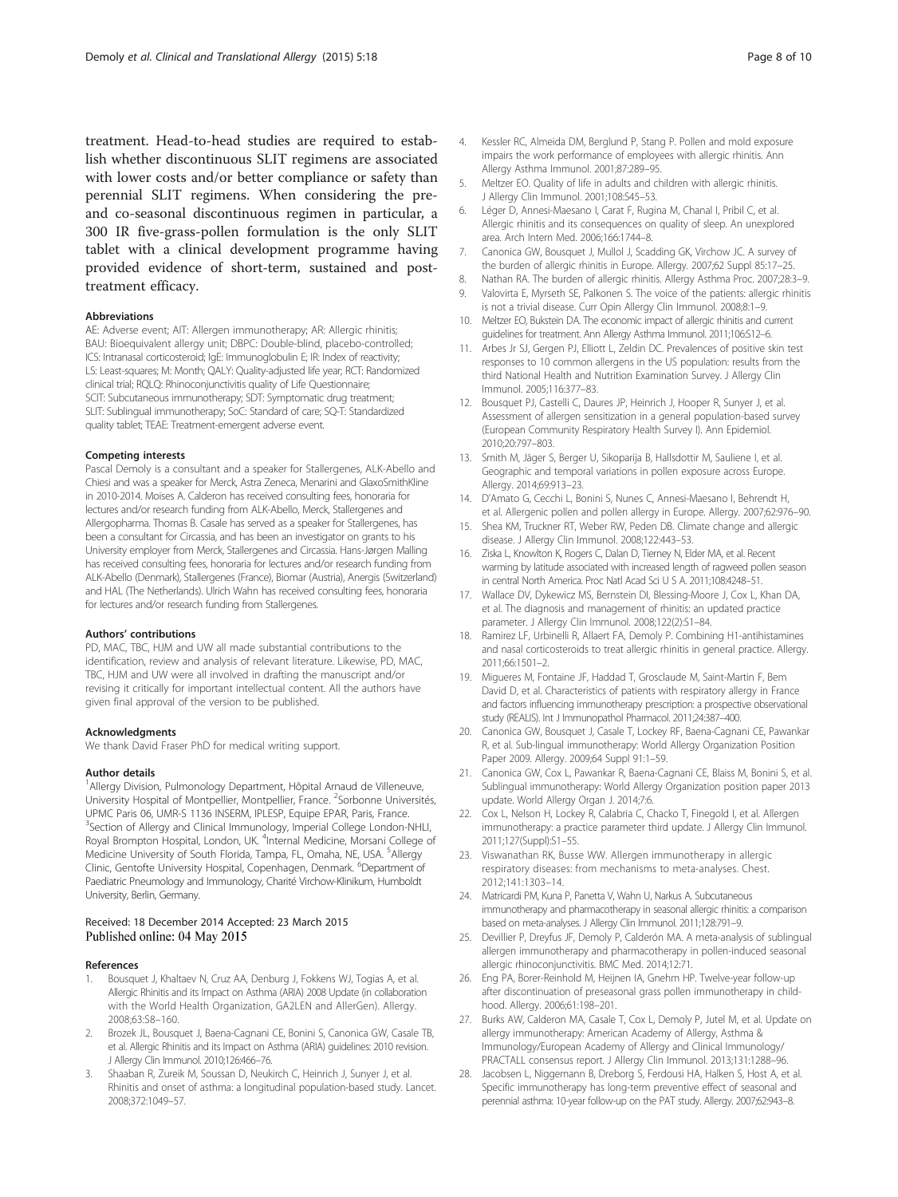treatment. Head-to-head studies are required to establish whether discontinuous SLIT regimens are associated with lower costs and/or better compliance or safety than perennial SLIT regimens. When considering the pre- and co-seasonal discontinuous regimen in particular, a 300 IR five-grass-pollen formulation is the only SLIT tablet with a clinical development programme having provided evidence of short-term, sustained and post-treatment efficacy.

#### Abbreviations

AE: Adverse event; AIT: Allergen immunotherapy; AR: Allergic rhinitis; BAU: Bioequivalent allergy unit; DBPC: Double-blind, placebo-controlled; ICS: Intranasal corticosteroid; IgE: Immunoglobulin E; IR: Index of reactivity; LS: Least-squares; M: Month; QALY: Quality-adjusted life year; RCT: Randomized clinical trial; RQLQ: Rhinoconjunctivitis quality of Life Questionnaire; SCIT: Subcutaneous immunotherapy; SDT: Symptomatic drug treatment; SLIT: Sublingual immunotherapy; SoC: Standard of care; SQ-T: Standardized quality tablet; TEAE: Treatment-emergent adverse event.

#### Competing interests

Pascal Demoly is a consultant and a speaker for Stallergenes, ALK-Abello and Chiesi and was a speaker for Merck, Astra Zeneca, Menarini and GlaxoSmithKline in 2010-2014. Moises A. Calderon has received consulting fees, honoraria for lectures and/or research funding from ALK-Abello, Merck, Stallergenes and Allergopharma. Thomas B. Casale has served as a speaker for Stallergenes, has been a consultant for Circassia, and has been an investigator on grants to his University employer from Merck, Stallergenes and Circassia. Hans-Jørgen Malling has received consulting fees, honoraria for lectures and/or research funding from ALK-Abello (Denmark), Stallergenes (France), Biomar (Austria), Anergis (Switzerland) and HAL (The Netherlands). Ulrich Wahn has received consulting fees, honoraria for lectures and/or research funding from Stallergenes.

#### Authors' contributions

PD, MAC, TBC, HJM and UW all made substantial contributions to the identification, review and analysis of relevant literature. Likewise, PD, MAC, TBC, HJM and UW were all involved in drafting the manuscript and/or revising it critically for important intellectual content. All the authors have given final approval of the version to be published.

#### Acknowledgments

We thank David Fraser PhD for medical writing support.

#### Author details

[1]Allergy Division, Pulmonology Department, Hôpital Arnaud de Villeneuve, University Hospital of Montpellier, Montpellier, France. [2]Sorbonne Universités, UPMC Paris 06, UMR-S 1136 INSERM, IPLESP, Equipe EPAR, Paris, France. [3]Section of Allergy and Clinical Immunology, Imperial College London-NHLI, Royal Brompton Hospital, London, UK. [4]Internal Medicine, Morsani College of Medicine University of South Florida, Tampa, FL, Omaha, NE, USA. [5]Allergy Clinic, Gentofte University Hospital, Copenhagen, Denmark. [6]Department of Paediatric Pneumology and Immunology, Charité Virchow-Klinikum, Humboldt University, Berlin, Germany.

Received: 18 December 2014 Accepted: 23 March 2015
Published online: 04 May 2015

#### References

1. Bousquet J, Khaltaev N, Cruz AA, Denburg J, Fokkens WJ, Togias A, et al. Allergic Rhinitis and its Impact on Asthma (ARIA) 2008 Update (in collaboration with the World Health Organization, GA2LEN and AllerGen). Allergy. 2008;63:S8–160.
2. Brozek JL, Bousquet J, Baena-Cagnani CE, Bonini S, Canonica GW, Casale TB, et al. Allergic Rhinitis and its Impact on Asthma (ARIA) guidelines: 2010 revision. J Allergy Clin Immunol. 2010;126:466–76.
3. Shaaban R, Zureik M, Soussan D, Neukirch C, Heinrich J, Sunyer J, et al. Rhinitis and onset of asthma: a longitudinal population-based study. Lancet. 2008;372:1049–57.
4. Kessler RC, Almeida DM, Berglund P, Stang P. Pollen and mold exposure impairs the work performance of employees with allergic rhinitis. Ann Allergy Asthma Immunol. 2001;87:289–95.
5. Meltzer EO. Quality of life in adults and children with allergic rhinitis. J Allergy Clin Immunol. 2001;108:S45–53.
6. Léger D, Annesi-Maesano I, Carat F, Rugina M, Chanal I, Pribil C, et al. Allergic rhinitis and its consequences on quality of sleep. An unexplored area. Arch Intern Med. 2006;166:1744–8.
7. Canonica GW, Bousquet J, Mullol J, Scadding GK, Virchow JC. A survey of the burden of allergic rhinitis in Europe. Allergy. 2007;62 Suppl 85:17–25.
8. Nathan RA. The burden of allergic rhinitis. Allergy Asthma Proc. 2007;28:3–9.
9. Valovirta E, Myrseth SE, Palkonen S. The voice of the patients: allergic rhinitis is not a trivial disease. Curr Opin Allergy Clin Immunol. 2008;8:1–9.
10. Meltzer EO, Bukstein DA. The economic impact of allergic rhinitis and current guidelines for treatment. Ann Allergy Asthma Immunol. 2011;106:S12–6.
11. Arbes Jr SJ, Gergen PJ, Elliott L, Zeldin DC. Prevalences of positive skin test responses to 10 common allergens in the US population: results from the third National Health and Nutrition Examination Survey. J Allergy Clin Immunol. 2005;116:377–83.
12. Bousquet PJ, Castelli C, Daures JP, Heinrich J, Hooper R, Sunyer J, et al. Assessment of allergen sensitization in a general population-based survey (European Community Respiratory Health Survey I). Ann Epidemiol. 2010;20:797–803.
13. Smith M, Jäger S, Berger U, Sikoparija B, Hallsdottir M, Sauliene I, et al. Geographic and temporal variations in pollen exposure across Europe. Allergy. 2014;69:913–23.
14. D'Amato G, Cecchi L, Bonini S, Nunes C, Annesi-Maesano I, Behrendt H, et al. Allergenic pollen and pollen allergy in Europe. Allergy. 2007;62:976–90.
15. Shea KM, Truckner RT, Weber RW, Peden DB. Climate change and allergic disease. J Allergy Clin Immunol. 2008;122:443–53.
16. Ziska L, Knowlton K, Rogers C, Dalan D, Tierney N, Elder MA, et al. Recent warming by latitude associated with increased length of ragweed pollen season in central North America. Proc Natl Acad Sci U S A. 2011;108:4248–51.
17. Wallace DV, Dykewicz MS, Bernstein DI, Blessing-Moore J, Cox L, Khan DA, et al. The diagnosis and management of rhinitis: an updated practice parameter. J Allergy Clin Immunol. 2008;122(2):S1–84.
18. Ramirez LF, Urbinelli R, Allaert FA, Demoly P. Combining H1-antihistamines and nasal corticosteroids to treat allergic rhinitis in general practice. Allergy. 2011;66:1501–2.
19. Migueres M, Fontaine JF, Haddad T, Grosclaude M, Saint-Martin F, Bem David D, et al. Characteristics of patients with respiratory allergy in France and factors influencing immunotherapy prescription: a prospective observational study (REALIS). Int J Immunopathol Pharmacol. 2011;24:387–400.
20. Canonica GW, Bousquet J, Casale T, Lockey RF, Baena-Cagnani CE, Pawankar R, et al. Sub-lingual immunotherapy: World Allergy Organization Position Paper 2009. Allergy. 2009;64 Suppl 91:1–59.
21. Canonica GW, Cox L, Pawankar R, Baena-Cagnani CE, Blaiss M, Bonini S, et al. Sublingual immunotherapy: World Allergy Organization position paper 2013 update. World Allergy Organ J. 2014;7:6.
22. Cox L, Nelson H, Lockey R, Calabria C, Chacko T, Finegold I, et al. Allergen immunotherapy: a practice parameter third update. J Allergy Clin Immunol. 2011;127(Suppl):S1–55.
23. Viswanathan RK, Busse WW. Allergen immunotherapy in allergic respiratory diseases: from mechanisms to meta-analyses. Chest. 2012;141:1303–14.
24. Matricardi PM, Kuna P, Panetta V, Wahn U, Narkus A. Subcutaneous immunotherapy and pharmacotherapy in seasonal allergic rhinitis: a comparison based on meta-analyses. J Allergy Clin Immunol. 2011;128:791–9.
25. Devillier P, Dreyfus JF, Demoly P, Calderón MA. A meta-analysis of sublingual allergen immunotherapy and pharmacotherapy in pollen-induced seasonal allergic rhinoconjunctivitis. BMC Med. 2014;12:71.
26. Eng PA, Borer-Reinhold M, Heijnen IA, Gnehm HP. Twelve-year follow-up after discontinuation of preseasonal grass pollen immunotherapy in childhood. Allergy. 2006;61:198–201.
27. Burks AW, Calderon MA, Casale T, Cox L, Demoly P, Jutel M, et al. Update on allergy immunotherapy: American Academy of Allergy, Asthma & Immunology/European Academy of Allergy and Clinical Immunology/ PRACTALL consensus report. J Allergy Clin Immunol. 2013;131:1288–96.
28. Jacobsen L, Niggemann B, Dreborg S, Ferdousi HA, Halken S, Host A, et al. Specific immunotherapy has long-term preventive effect of seasonal and perennial asthma: 10-year follow-up on the PAT study. Allergy. 2007;62:943–8.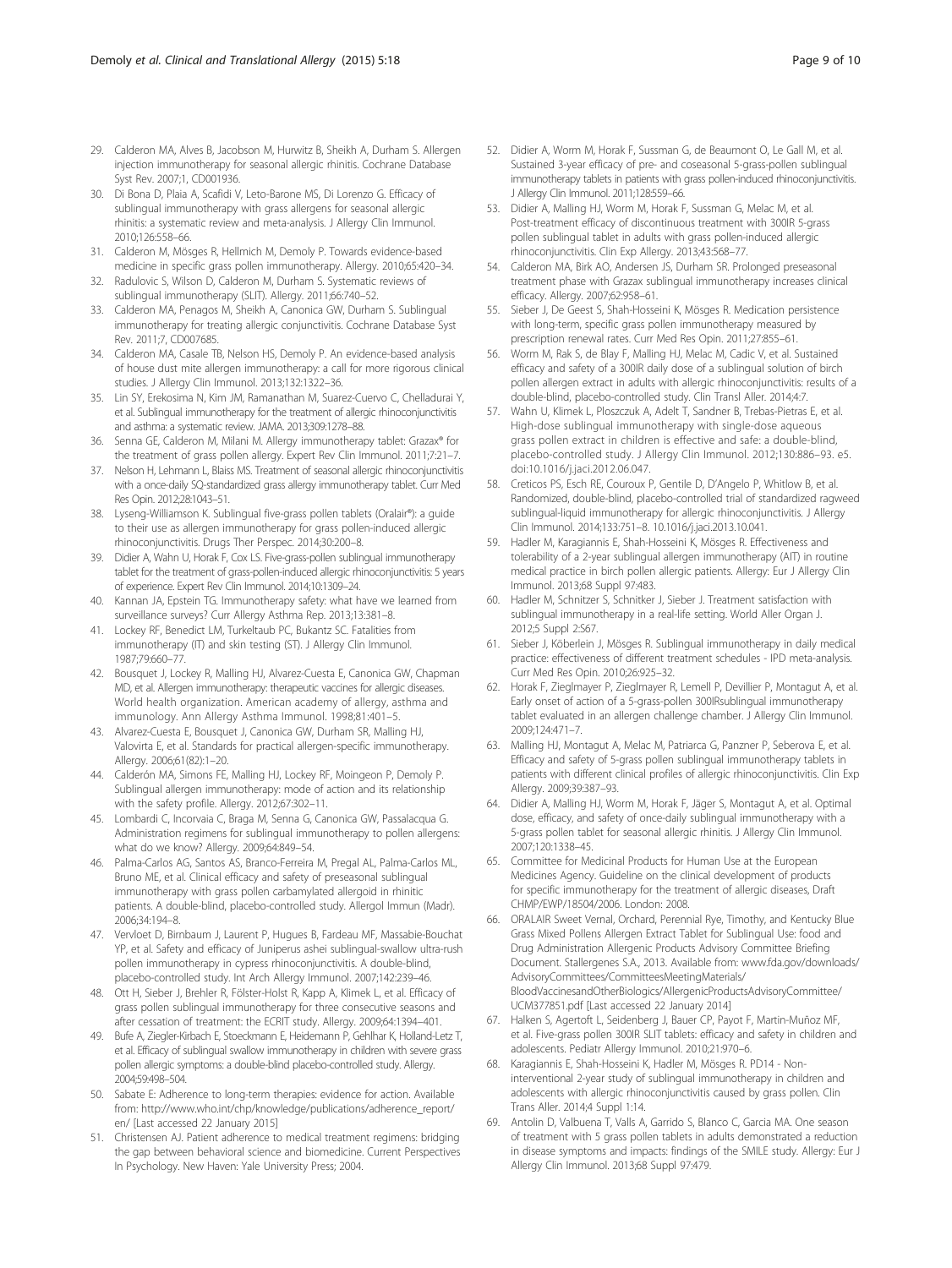29. Calderon MA, Alves B, Jacobson M, Hurwitz B, Sheikh A, Durham S. Allergen injection immunotherapy for seasonal allergic rhinitis. Cochrane Database Syst Rev. 2007;1, CD001936.
30. Di Bona D, Plaia A, Scafidi V, Leto-Barone MS, Di Lorenzo G. Efficacy of sublingual immunotherapy with grass allergens for seasonal allergic rhinitis: a systematic review and meta-analysis. J Allergy Clin Immunol. 2010;126:558–66.
31. Calderon M, Mösges R, Hellmich M, Demoly P. Towards evidence-based medicine in specific grass pollen immunotherapy. Allergy. 2010;65:420–34.
32. Radulovic S, Wilson D, Calderon M, Durham S. Systematic reviews of sublingual immunotherapy (SLIT). Allergy. 2011;66:740–52.
33. Calderon MA, Penagos M, Sheikh A, Canonica GW, Durham S. Sublingual immunotherapy for treating allergic conjunctivitis. Cochrane Database Syst Rev. 2011;7, CD007685.
34. Calderon MA, Casale TB, Nelson HS, Demoly P. An evidence-based analysis of house dust mite allergen immunotherapy: a call for more rigorous clinical studies. J Allergy Clin Immunol. 2013;132:1322–36.
35. Lin SY, Erekosima N, Kim JM, Ramanathan M, Suarez-Cuervo C, Chelladurai Y, et al. Sublingual immunotherapy for the treatment of allergic rhinoconjunctivitis and asthma: a systematic review. JAMA. 2013;309:1278–88.
36. Senna GE, Calderon M, Milani M. Allergy immunotherapy tablet: Grazax® for the treatment of grass pollen allergy. Expert Rev Clin Immunol. 2011;7:21–7.
37. Nelson H, Lehmann L, Blaiss MS. Treatment of seasonal allergic rhinoconjunctivitis with a once-daily SQ-standardized grass allergy immunotherapy tablet. Curr Med Res Opin. 2012;28:1043–51.
38. Lyseng-Williamson K. Sublingual five-grass pollen tablets (Oralair®): a guide to their use as allergen immunotherapy for grass pollen-induced allergic rhinoconjunctivitis. Drugs Ther Perspec. 2014;30:200–8.
39. Didier A, Wahn U, Horak F, Cox LS. Five-grass-pollen sublingual immunotherapy tablet for the treatment of grass-pollen-induced allergic rhinoconjunctivitis: 5 years of experience. Expert Rev Clin Immunol. 2014;10:1309–24.
40. Kannan JA, Epstein TG. Immunotherapy safety: what have we learned from surveillance surveys? Curr Allergy Asthma Rep. 2013;13:381–8.
41. Lockey RF, Benedict LM, Turkeltaub PC, Bukantz SC. Fatalities from immunotherapy (IT) and skin testing (ST). J Allergy Clin Immunol. 1987;79:660–77.
42. Bousquet J, Lockey R, Malling HJ, Alvarez-Cuesta E, Canonica GW, Chapman MD, et al. Allergen immunotherapy: therapeutic vaccines for allergic diseases. World health organization. American academy of allergy, asthma and immunology. Ann Allergy Asthma Immunol. 1998;81:401–5.
43. Alvarez-Cuesta E, Bousquet J, Canonica GW, Durham SR, Malling HJ, Valovirta E, et al. Standards for practical allergen-specific immunotherapy. Allergy. 2006;61(82):1–20.
44. Calderón MA, Simons FE, Malling HJ, Lockey RF, Moingeon P, Demoly P. Sublingual allergen immunotherapy: mode of action and its relationship with the safety profile. Allergy. 2012;67:302–11.
45. Lombardi C, Incorvaia C, Braga M, Senna G, Canonica GW, Passalacqua G. Administration regimens for sublingual immunotherapy to pollen allergens: what do we know? Allergy. 2009;64:849–54.
46. Palma-Carlos AG, Santos AS, Branco-Ferreira M, Pregal AL, Palma-Carlos ML, Bruno ME, et al. Clinical efficacy and safety of preseasonal sublingual immunotherapy with grass pollen carbamylated allergoid in rhinitic patients. A double-blind, placebo-controlled study. Allergol Immun (Madr). 2006;34:194–8.
47. Vervloet D, Birnbaum J, Laurent P, Hugues B, Fardeau MF, Massabie-Bouchat YP, et al. Safety and efficacy of Juniperus ashei sublingual-swallow ultra-rush pollen immunotherapy in cypress rhinoconjunctivitis. A double-blind, placebo-controlled study. Int Arch Allergy Immunol. 2007;142:239–46.
48. Ott H, Sieber J, Brehler R, Fölster-Holst R, Kapp A, Klimek L, et al. Efficacy of grass pollen sublingual immunotherapy for three consecutive seasons and after cessation of treatment: the ECRIT study. Allergy. 2009;64:1394–401.
49. Bufe A, Ziegler-Kirbach E, Stoeckmann E, Heidemann P, Gehlhar K, Holland-Letz T, et al. Efficacy of sublingual swallow immunotherapy in children with severe grass pollen allergic symptoms: a double-blind placebo-controlled study. Allergy. 2004;59:498–504.
50. Sabate E: Adherence to long-term therapies: evidence for action. Available from: http://www.who.int/chp/knowledge/publications/adherence_report/en/ [Last accessed 22 January 2015]
51. Christensen AJ. Patient adherence to medical treatment regimens: bridging the gap between behavioral science and biomedicine. Current Perspectives In Psychology. New Haven: Yale University Press; 2004.
52. Didier A, Worm M, Horak F, Sussman G, de Beaumont O, Le Gall M, et al. Sustained 3-year efficacy of pre- and coseasonal 5-grass-pollen sublingual immunotherapy tablets in patients with grass pollen-induced rhinoconjunctivitis. J Allergy Clin Immunol. 2011;128:559–66.
53. Didier A, Malling HJ, Worm M, Horak F, Sussman G, Melac M, et al. Post-treatment efficacy of discontinuous treatment with 300IR 5-grass pollen sublingual tablet in adults with grass pollen-induced allergic rhinoconjunctivitis. Clin Exp Allergy. 2013;43:568–77.
54. Calderon MA, Birk AO, Andersen JS, Durham SR. Prolonged preseasonal treatment phase with Grazax sublingual immunotherapy increases clinical efficacy. Allergy. 2007;62:958–61.
55. Sieber J, De Geest S, Shah-Hosseini K, Mösges R. Medication persistence with long-term, specific grass pollen immunotherapy measured by prescription renewal rates. Curr Med Res Opin. 2011;27:855–61.
56. Worm M, Rak S, de Blay F, Malling HJ, Melac M, Cadic V, et al. Sustained efficacy and safety of a 300IR daily dose of a sublingual solution of birch pollen allergen extract in adults with allergic rhinoconjunctivitis: results of a double-blind, placebo-controlled study. Clin Transl Aller. 2014;4:7.
57. Wahn U, Klimek L, Ploszczuk A, Adelt T, Sandner B, Trebas-Pietras E, et al. High-dose sublingual immunotherapy with single-dose aqueous grass pollen extract in children is effective and safe: a double-blind, placebo-controlled study. J Allergy Clin Immunol. 2012;130:886–93. e5. doi:10.1016/j.jaci.2012.06.047.
58. Creticos PS, Esch RE, Couroux P, Gentile D, D'Angelo P, Whitlow B, et al. Randomized, double-blind, placebo-controlled trial of standardized ragweed sublingual-liquid immunotherapy for allergic rhinoconjunctivitis. J Allergy Clin Immunol. 2014;133:751–8. 10.1016/j.jaci.2013.10.041.
59. Hadler M, Karagiannis E, Shah-Hosseini K, Mösges R. Effectiveness and tolerability of a 2-year sublingual allergen immunotherapy (AIT) in routine medical practice in birch pollen allergic patients. Allergy: Eur J Allergy Clin Immunol. 2013;68 Suppl 97:483.
60. Hadler M, Schnitzer S, Schnitker J, Sieber J. Treatment satisfaction with sublingual immunotherapy in a real-life setting. World Aller Organ J. 2012;5 Suppl 2:S67.
61. Sieber J, Köberlein J, Mösges R. Sublingual immunotherapy in daily medical practice: effectiveness of different treatment schedules - IPD meta-analysis. Curr Med Res Opin. 2010;26:925–32.
62. Horak F, Zieglmayer P, Zieglmayer R, Lemell P, Devillier P, Montagut A, et al. Early onset of action of a 5-grass-pollen 300IRsublingual immunotherapy tablet evaluated in an allergen challenge chamber. J Allergy Clin Immunol. 2009;124:471–7.
63. Malling HJ, Montagut A, Melac M, Patriarca G, Panzner P, Seberova E, et al. Efficacy and safety of 5-grass pollen sublingual immunotherapy tablets in patients with different clinical profiles of allergic rhinoconjunctivitis. Clin Exp Allergy. 2009;39:387–93.
64. Didier A, Malling HJ, Worm M, Horak F, Jäger S, Montagut A, et al. Optimal dose, efficacy, and safety of once-daily sublingual immunotherapy with a 5-grass pollen tablet for seasonal allergic rhinitis. J Allergy Clin Immunol. 2007;120:1338–45.
65. Committee for Medicinal Products for Human Use at the European Medicines Agency. Guideline on the clinical development of products for specific immunotherapy for the treatment of allergic diseases, Draft CHMP/EWP/18504/2006. London: 2008.
66. ORALAIR Sweet Vernal, Orchard, Perennial Rye, Timothy, and Kentucky Blue Grass Mixed Pollens Allergen Extract Tablet for Sublingual Use: food and Drug Administration Allergenic Products Advisory Committee Briefing Document. Stallergenes S.A., 2013. Available from: www.fda.gov/downloads/AdvisoryCommittees/CommitteesMeetingMaterials/BloodVaccinesandOtherBiologics/AllergenicProductsAdvisoryCommittee/UCM377851.pdf [Last accessed 22 January 2014]
67. Halken S, Agertoft L, Seidenberg J, Bauer CP, Payot F, Martin-Muñoz MF, et al. Five-grass pollen 300IR SLIT tablets: efficacy and safety in children and adolescents. Pediatr Allergy Immunol. 2010;21:970–6.
68. Karagiannis E, Shah-Hosseini K, Hadler M, Mösges R. PD14 - Non-interventional 2-year study of sublingual immunotherapy in children and adolescents with allergic rhinoconjunctivitis caused by grass pollen. Clin Trans Aller. 2014;4 Suppl 1:14.
69. Antolin D, Valbuena T, Valls A, Garrido S, Blanco C, Garcia MA. One season of treatment with 5 grass pollen tablets in adults demonstrated a reduction in disease symptoms and impacts: findings of the SMILE study. Allergy: Eur J Allergy Clin Immunol. 2013;68 Suppl 97:479.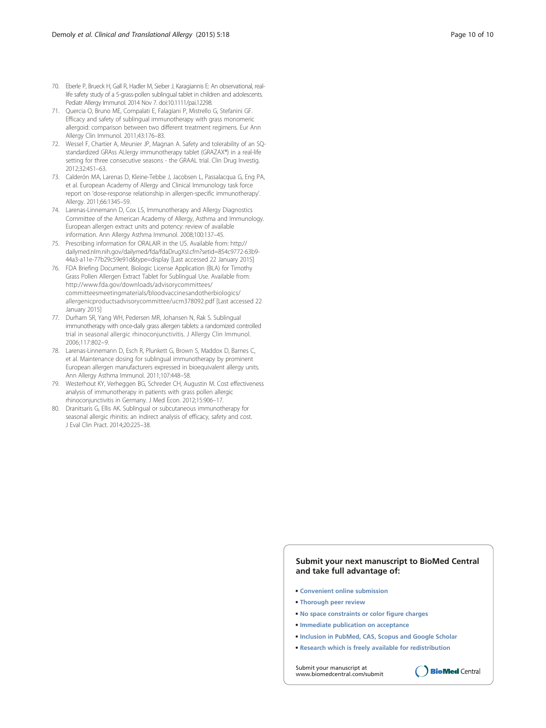70. Eberle P, Brueck H, Gall R, Hadler M, Sieber J, Karagiannis E: An observational, real-life safety study of a 5-grass-pollen sublingual tablet in children and adolescents. Pediatr Allergy Immunol. 2014 Nov 7. doi:10.1111/pai.12298.
71. Quercia O, Bruno ME, Compalati E, Falagiani P, Mistrello G, Stefanini GF. Efficacy and safety of sublingual immunotherapy with grass monomeric allergoid: comparison between two different treatment regimens. Eur Ann Allergy Clin Immunol. 2011;43:176–83.
72. Wessel F, Chartier A, Meunier JP, Magnan A. Safety and tolerability of an SQ-standardized GRAss ALlergy immunotherapy tablet (GRAZAX®) in a real-life setting for three consecutive seasons - the GRAAL trial. Clin Drug Investig. 2012;32:451–63.
73. Calderón MA, Larenas D, Kleine-Tebbe J, Jacobsen L, Passalacqua G, Eng PA, et al. European Academy of Allergy and Clinical Immunology task force report on 'dose-response relationship in allergen-specific immunotherapy'. Allergy. 2011;66:1345–59.
74. Larenas-Linnemann D, Cox LS, Immunotherapy and Allergy Diagnostics Committee of the American Academy of Allergy, Asthma and Immunology. European allergen extract units and potency: review of available information. Ann Allergy Asthma Immunol. 2008;100:137–45.
75. Prescribing information for ORALAIR in the US. Available from: http://dailymed.nlm.nih.gov/dailymed/fda/fdaDrugXsl.cfm?setid=854c9772-63b9-44a3-a11e-77b29c59e91d&type=display [Last accessed 22 January 2015]
76. FDA Briefing Document. Biologic License Application (BLA) for Timothy Grass Pollen Allergen Extract Tablet for Sublingual Use. Available from: http://www.fda.gov/downloads/advisorycommittees/committeesmeetingmaterials/bloodvaccinesandotherbiologics/allergenicproductsadvisorycommittee/ucm378092.pdf [Last accessed 22 January 2015]
77. Durham SR, Yang WH, Pedersen MR, Johansen N, Rak S. Sublingual immunotherapy with once-daily grass allergen tablets: a randomized controlled trial in seasonal allergic rhinoconjunctivitis. J Allergy Clin Immunol. 2006;117:802–9.
78. Larenas-Linnemann D, Esch R, Plunkett G, Brown S, Maddox D, Barnes C, et al. Maintenance dosing for sublingual immunotherapy by prominent European allergen manufacturers expressed in bioequivalent allergy units. Ann Allergy Asthma Immunol. 2011;107:448–58.
79. Westerhout KY, Verheggen BG, Schreder CH, Augustin M. Cost effectiveness analysis of immunotherapy in patients with grass pollen allergic rhinoconjunctivitis in Germany. J Med Econ. 2012;15:906–17.
80. Dranitsaris G, Ellis AK. Sublingual or subcutaneous immunotherapy for seasonal allergic rhinitis: an indirect analysis of efficacy, safety and cost. J Eval Clin Pract. 2014;20:225–38.

**Submit your next manuscript to BioMed Central and take full advantage of:**

- **Convenient online submission**
- **Thorough peer review**
- **No space constraints or color figure charges**
- **Immediate publication on acceptance**
- **Inclusion in PubMed, CAS, Scopus and Google Scholar**
- **Research which is freely available for redistribution**

Submit your manuscript at
www.biomedcentral.com/submit

BioMed Central